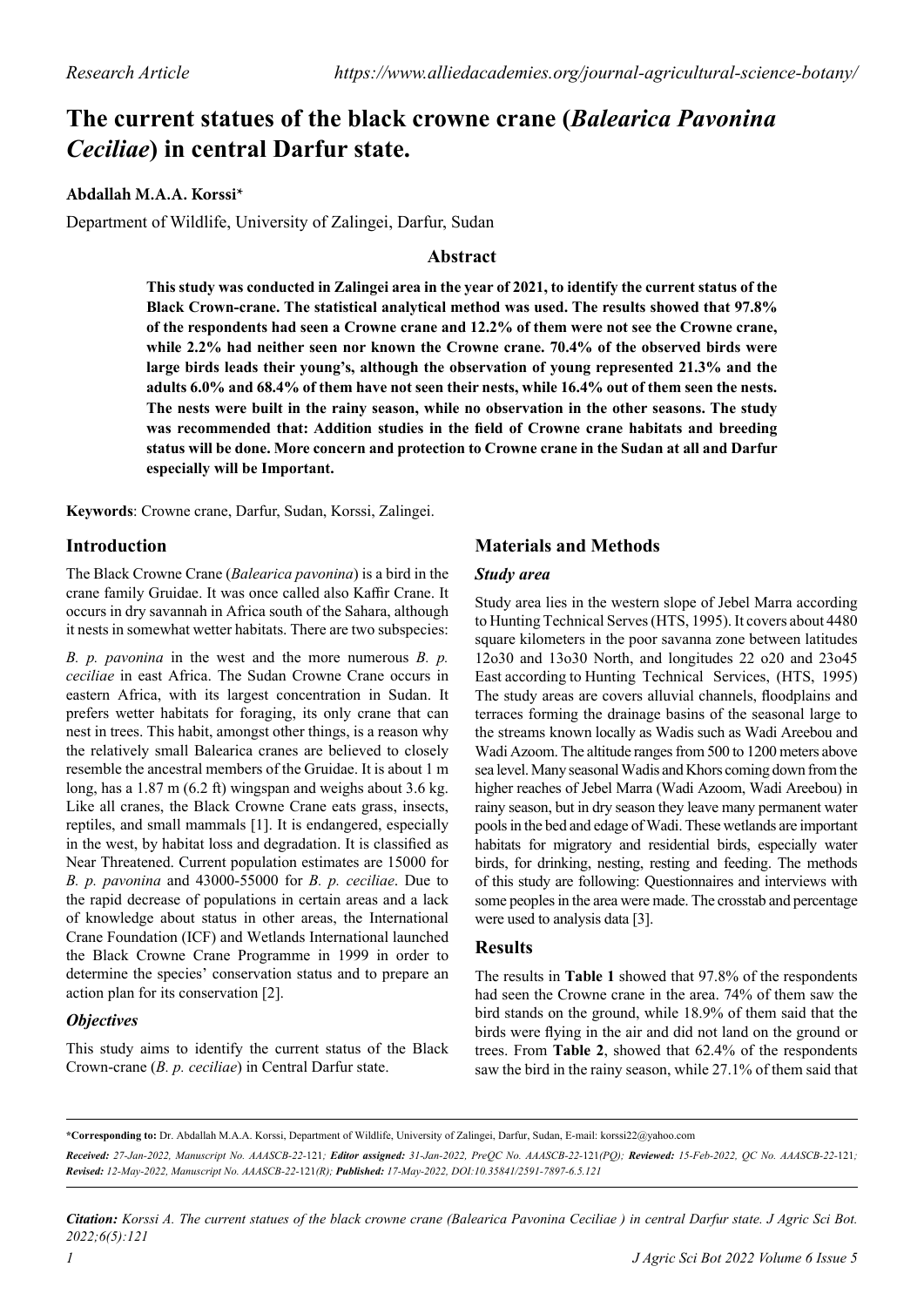*Research Article*

# The current statues of the black crowne crane (*Balearica Pavonina Ceciliae*) in central Darfur state.

**Abdallah M.A.A. Korssi***

Department of Wildlife, University of Zalingei, Darfur, Sudan

## Abstract

**This study was conducted in Zalingei area in the year of 2021, to identify the current status of the Black Crown-crane. The statistical analytical method was used. The results showed that 97.8% of the respondents had seen a Crowne crane and 12.2% of them were not see the Crowne crane, while 2.2% had neither seen nor known the Crowne crane. 70.4% of the observed birds were large birds leads their young's, although the observation of young represented 21.3% and the adults 6.0% and 68.4% of them have not seen their nests, while 16.4% out of them seen the nests. The nests were built in the rainy season, while no observation in the other seasons. The study was recommended that: Addition studies in the field of Crowne crane habitats and breeding status will be done. More concern and protection to Crowne crane in the Sudan at all and Darfur especially will be Important.**

**Keywords**: Crowne crane, Darfur, Sudan, Korssi, Zalingei.

## Introduction

The Black Crowne Crane (*Balearica pavonina*) is a bird in the crane family Gruidae. It was once called also Kaffir Crane. It occurs in dry savannah in Africa south of the Sahara, although it nests in somewhat wetter habitats. There are two subspecies:

*B. p. pavonina* in the west and the more numerous *B. p. ceciliae* in east Africa. The Sudan Crowne Crane occurs in eastern Africa, with its largest concentration in Sudan. It prefers wetter habitats for foraging, its only crane that can nest in trees. This habit, amongst other things, is a reason why the relatively small Balearica cranes are believed to closely resemble the ancestral members of the Gruidae. It is about 1 m long, has a 1.87 m (6.2 ft) wingspan and weighs about 3.6 kg. Like all cranes, the Black Crowne Crane eats grass, insects, reptiles, and small mammals [1]. It is endangered, especially in the west, by habitat loss and degradation. It is classified as Near Threatened. Current population estimates are 15000 for *B. p. pavonina* and 43000-55000 for *B. p. ceciliae*. Due to the rapid decrease of populations in certain areas and a lack of knowledge about status in other areas, the International Crane Foundation (ICF) and Wetlands International launched the Black Crowne Crane Programme in 1999 in order to determine the species' conservation status and to prepare an action plan for its conservation [2].

### Objectives

This study aims to identify the current status of the Black Crown-crane (*B. p. ceciliae*) in Central Darfur state.

## Materials and Methods

### Study area

Study area lies in the western slope of Jebel Marra according to Hunting Technical Serves (HTS, 1995). It covers about 4480 square kilometers in the poor savanna zone between latitudes 12o30 and 13o30 North, and longitudes 22 o20 and 23o45 East according to Hunting Technical Services, (HTS, 1995) The study areas are covers alluvial channels, floodplains and terraces forming the drainage basins of the seasonal large to the streams known locally as Wadis such as Wadi Areebou and Wadi Azoom. The altitude ranges from 500 to 1200 meters above sea level. Many seasonal Wadis and Khors coming down from the higher reaches of Jebel Marra (Wadi Azoom, Wadi Areebou) in rainy season, but in dry season they leave many permanent water pools in the bed and edge of Wadi. These wetlands are important habitats for migratory and residential birds, especially water birds, for drinking, nesting, resting and feeding. The methods of this study are following: Questionnaires and interviews with some peoples in the area were made. The crosstab and percentage were used to analysis data [3].

## Results

The results in **Table 1** showed that 97.8% of the respondents had seen the Crowne crane in the area. 74% of them saw the bird stands on the ground, while 18.9% of them said that the birds were flying in the air and did not land on the ground or trees. From **Table 2**, showed that 62.4% of the respondents saw the bird in the rainy season, while 27.1% of them said that

---

**\*Corresponding to:** Dr. Abdallah M.A.A. Korssi, Department of Wildlife, University of Zalingei, Darfur, Sudan, E-mail: korssi22@yahoo.com

*Received: 27-Jan-2022, Manuscript No. AAASCB-22-121; Editor assigned: 31-Jan-2022, PreQC No. AAASCB-22-121(PQ); Reviewed: 15-Feb-2022, QC No. AAASCB-22-121; Revised: 12-May-2022, Manuscript No. AAASCB-22-121(R); Published: 17-May-2022, DOI:10.35841/2591-7897-6.5.121*

*Citation: Korssi A. The current statues of the black crowne crane (Balearica Pavonina Ceciliae ) in central Darfur state. J Agric Sci Bot. 2022;6(5):121*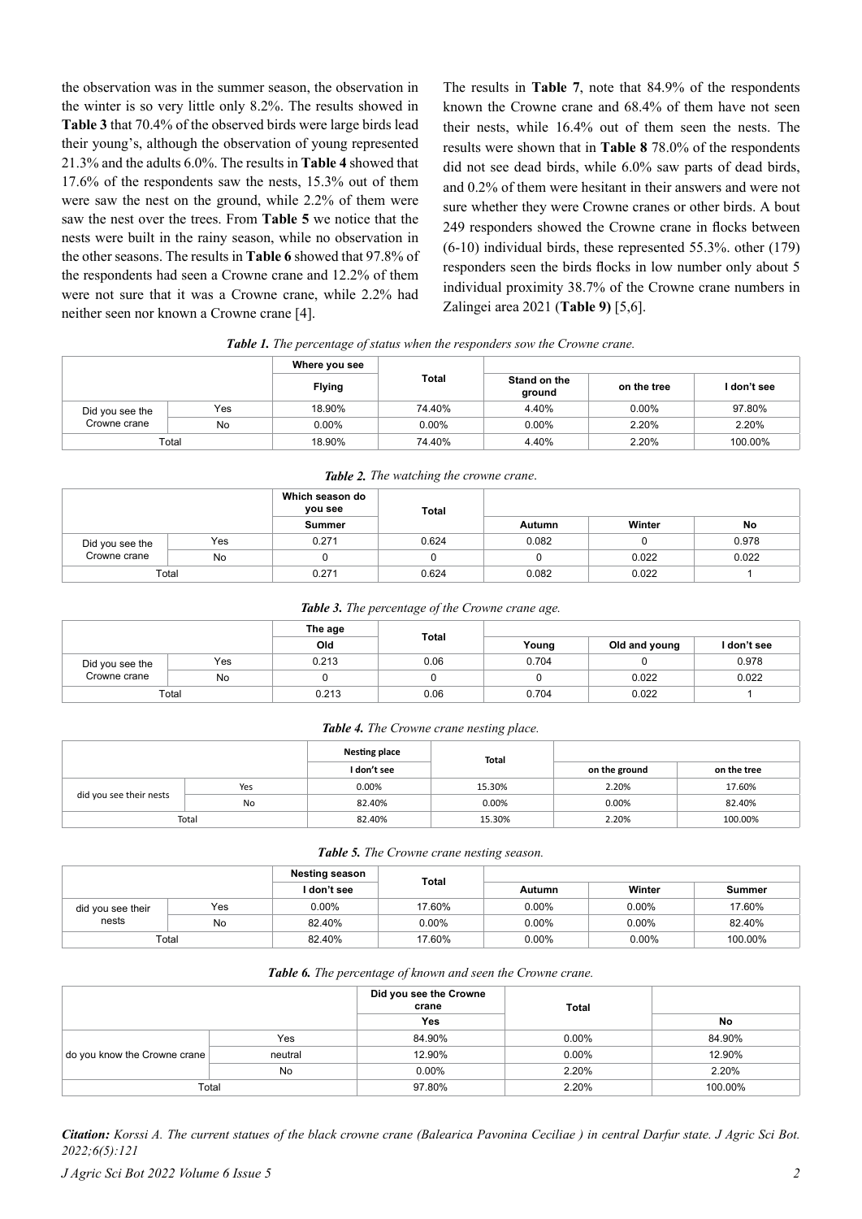the observation was in the summer season, the observation in the winter is so very little only 8.2%. The results showed in **Table 3** that 70.4% of the observed birds were large birds lead their young's, although the observation of young represented 21.3% and the adults 6.0%. The results in **Table 4** showed that 17.6% of the respondents saw the nests, 15.3% out of them were saw the nest on the ground, while 2.2% of them were saw the nest over the trees. From **Table 5** we notice that the nests were built in the rainy season, while no observation in the other seasons. The results in **Table 6** showed that 97.8% of the respondents had seen a Crowne crane and 12.2% of them were not sure that it was a Crowne crane, while 2.2% had neither seen nor known a Crowne crane [4].

The results in **Table 7**, note that 84.9% of the respondents known the Crowne crane and 68.4% of them have not seen their nests, while 16.4% out of them seen the nests. The results were shown that in **Table 8** 78.0% of the respondents did not see dead birds, while 6.0% saw parts of dead birds, and 0.2% of them were hesitant in their answers and were not sure whether they were Crowne cranes or other birds. A bout 249 responders showed the Crowne crane in flocks between (6-10) individual birds, these represented 55.3%. other (179) responders seen the birds flocks in low number only about 5 individual proximity 38.7% of the Crowne crane numbers in Zalingei area 2021 (**Table 9)** [5,6].

***Table 1.*** *The percentage of status when the responders sow the Crowne crane.*

| | | Where you see | Total | | | |
|---|---|---|---|---|---|---|
| | | Flying | | Stand on the ground | on the tree | I don't see |
| Did you see the Crowne crane | Yes | 18.90% | 74.40% | 4.40% | 0.00% | 97.80% |
| | No | 0.00% | 0.00% | 0.00% | 2.20% | 2.20% |
| Total | | 18.90% | 74.40% | 4.40% | 2.20% | 100.00% |

***Table 2.*** *The watching the crowne crane.*

| | | Which season do you see | Total | | | |
|---|---|---|---|---|---|---|
| | | Summer | | Autumn | Winter | No |
| Did you see the Crowne crane | Yes | 0.271 | 0.624 | 0.082 | 0 | 0.978 |
| | No | 0 | 0 | 0 | 0.022 | 0.022 |
| Total | | 0.271 | 0.624 | 0.082 | 0.022 | 1 |

***Table 3.*** *The percentage of the Crowne crane age.*

| | | The age | Total | | | |
|---|---|---|---|---|---|---|
| | | Old | | Young | Old and young | I don't see |
| Did you see the Crowne crane | Yes | 0.213 | 0.06 | 0.704 | 0 | 0.978 |
| | No | 0 | 0 | 0 | 0.022 | 0.022 |
| Total | | 0.213 | 0.06 | 0.704 | 0.022 | 1 |

***Table 4.*** *The Crowne crane nesting place.*

| | | Nesting place | Total | | |
|---|---|---|---|---|---|
| | | I don't see | | on the ground | on the tree |
| did you see their nests | Yes | 0.00% | 15.30% | 2.20% | 17.60% |
| | No | 82.40% | 0.00% | 0.00% | 82.40% |
| Total | | 82.40% | 15.30% | 2.20% | 100.00% |

***Table 5.*** *The Crowne crane nesting season.*

| | | Nesting season | Total | | | |
|---|---|---|---|---|---|---|
| | | I don't see | | Autumn | Winter | Summer |
| did you see their nests | Yes | 0.00% | 17.60% | 0.00% | 0.00% | 17.60% |
| | No | 82.40% | 0.00% | 0.00% | 0.00% | 82.40% |
| Total | | 82.40% | 17.60% | 0.00% | 0.00% | 100.00% |

***Table 6.*** *The percentage of known and seen the Crowne crane.*

| | | Did you see the Crowne crane | Total | |
|---|---|---|---|---|
| | | Yes | | No |
| do you know the Crowne crane | Yes | 84.90% | 0.00% | 84.90% |
| | neutral | 12.90% | 0.00% | 12.90% |
| | No | 0.00% | 2.20% | 2.20% |
| Total | | 97.80% | 2.20% | 100.00% |

***Citation:*** *Korssi A. The current statues of the black crowne crane (Balearica Pavonina Ceciliae ) in central Darfur state. J Agric Sci Bot. 2022;6(5):121*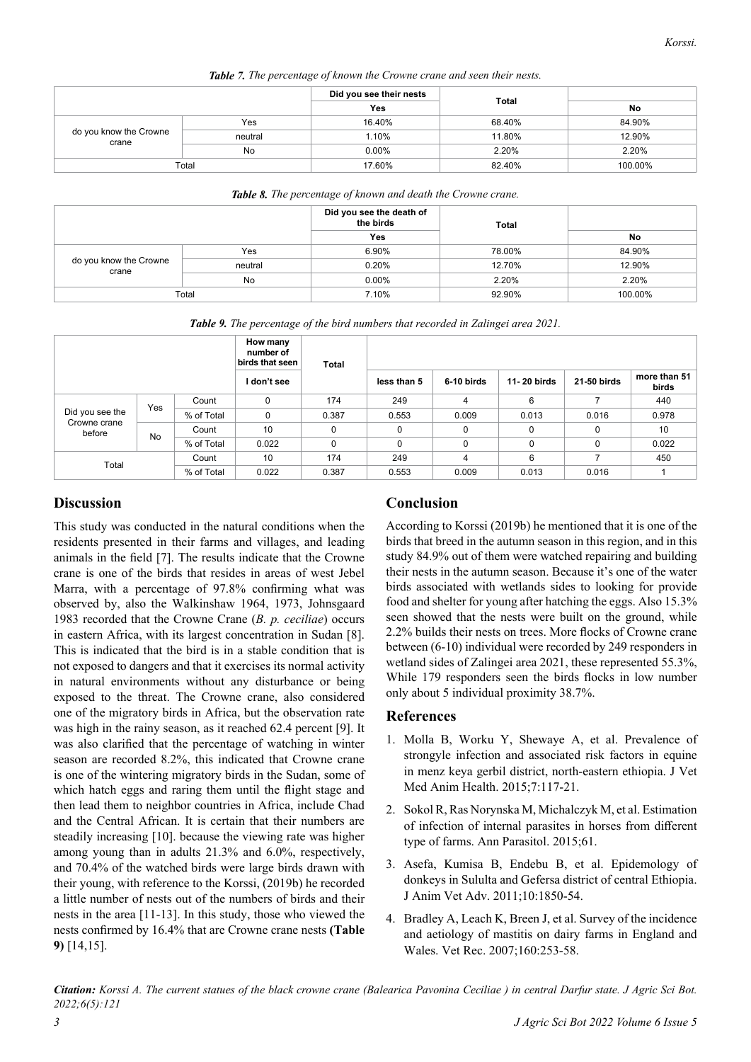***Table 7.*** *The percentage of known the Crowne crane and seen their nests.*

| | | Did you see their nests | Total | |
|---|---|---|---|---|
| | | Yes | | No |
| do you know the Crowne crane | Yes | 16.40% | 68.40% | 84.90% |
| | neutral | 1.10% | 11.80% | 12.90% |
| | No | 0.00% | 2.20% | 2.20% |
| Total | | 17.60% | 82.40% | 100.00% |

***Table 8.*** *The percentage of known and death the Crowne crane.*

| | | Did you see the death of the birds | Total | |
|---|---|---|---|---|
| | | Yes | | No |
| do you know the Crowne crane | Yes | 6.90% | 78.00% | 84.90% |
| | neutral | 0.20% | 12.70% | 12.90% |
| | No | 0.00% | 2.20% | 2.20% |
| Total | | 7.10% | 92.90% | 100.00% |

***Table 9.*** *The percentage of the bird numbers that recorded in Zalingei area 2021.*

| | | | How many number of birds that seen | Total | | | | | |
|---|---|---|---|---|---|---|---|---|---|
| | | | I don't see | | less than 5 | 6-10 birds | 11- 20 birds | 21-50 birds | more than 51 birds |
| Did you see the Crowne crane before | Yes | Count | 0 | 174 | 249 | 4 | 6 | 7 | 440 |
| | | % of Total | 0 | 0.387 | 0.553 | 0.009 | 0.013 | 0.016 | 0.978 |
| | No | Count | 10 | 0 | 0 | 0 | 0 | 0 | 10 |
| | | % of Total | 0.022 | 0 | 0 | 0 | 0 | 0 | 0.022 |
| Total | | Count | 10 | 174 | 249 | 4 | 6 | 7 | 450 |
| | | % of Total | 0.022 | 0.387 | 0.553 | 0.009 | 0.013 | 0.016 | 1 |

## Discussion

This study was conducted in the natural conditions when the residents presented in their farms and villages, and leading animals in the field [7]. The results indicate that the Crowne crane is one of the birds that resides in areas of west Jebel Marra, with a percentage of 97.8% confirming what was observed by, also the Walkinshaw 1964, 1973, Johnsgaard 1983 recorded that the Crowne Crane (*B. p. ceciliae*) occurs in eastern Africa, with its largest concentration in Sudan [8]. This is indicated that the bird is in a stable condition that is not exposed to dangers and that it exercises its normal activity in natural environments without any disturbance or being exposed to the threat. The Crowne crane, also considered one of the migratory birds in Africa, but the observation rate was high in the rainy season, as it reached 62.4 percent [9]. It was also clarified that the percentage of watching in winter season are recorded 8.2%, this indicated that Crowne crane is one of the wintering migratory birds in the Sudan, some of which hatch eggs and raring them until the flight stage and then lead them to neighbor countries in Africa, include Chad and the Central African. It is certain that their numbers are steadily increasing [10]. because the viewing rate was higher among young than in adults 21.3% and 6.0%, respectively, and 70.4% of the watched birds were large birds drawn with their young, with reference to the Korssi, (2019b) he recorded a little number of nests out of the numbers of birds and their nests in the area [11-13]. In this study, those who viewed the nests confirmed by 16.4% that are Crowne crane nests **(Table 9)** [14,15].

## Conclusion

According to Korssi (2019b) he mentioned that it is one of the birds that breed in the autumn season in this region, and in this study 84.9% out of them were watched repairing and building their nests in the autumn season. Because it's one of the water birds associated with wetlands sides to looking for provide food and shelter for young after hatching the eggs. Also 15.3% seen showed that the nests were built on the ground, while 2.2% builds their nests on trees. More flocks of Crowne crane between (6-10) individual were recorded by 249 responders in wetland sides of Zalingei area 2021, these represented 55.3%, While 179 responders seen the birds flocks in low number only about 5 individual proximity 38.7%.

## References

1. Molla B, Worku Y, Shewaye A, et al. Prevalence of strongyle infection and associated risk factors in equine in menz keya gerbil district, north-eastern ethiopia. J Vet Med Anim Health. 2015;7:117-21.

2. Sokol R, Ras Norynska M, Michalczyk M, et al. Estimation of infection of internal parasites in horses from different type of farms. Ann Parasitol. 2015;61.

3. Asefa, Kumisa B, Endebu B, et al. Epidemology of donkeys in Sululta and Gefersa district of central Ethiopia. J Anim Vet Adv. 2011;10:1850-54.

4. Bradley A, Leach K, Breen J, et al. Survey of the incidence and aetiology of mastitis on dairy farms in England and Wales. Vet Rec. 2007;160:253-58.

*Citation: Korssi A. The current statues of the black crowne crane (Balearica Pavonina Ceciliae ) in central Darfur state. J Agric Sci Bot. 2022;6(5):121*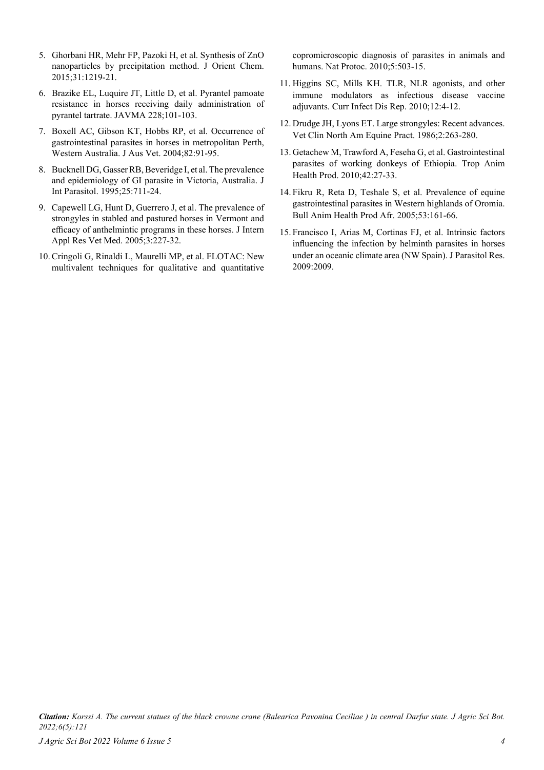5. Ghorbani HR, Mehr FP, Pazoki H, et al. Synthesis of ZnO nanoparticles by precipitation method. J Orient Chem. 2015;31:1219-21.
6. Brazike EL, Luquire JT, Little D, et al. Pyrantel pamoate resistance in horses receiving daily administration of pyrantel tartrate. JAVMA 228;101-103.
7. Boxell AC, Gibson KT, Hobbs RP, et al. Occurrence of gastrointestinal parasites in horses in metropolitan Perth, Western Australia. J Aus Vet. 2004;82:91-95.
8. Bucknell DG, Gasser RB, Beveridge I, et al. The prevalence and epidemiology of GI parasite in Victoria, Australia. J Int Parasitol. 1995;25:711-24.
9. Capewell LG, Hunt D, Guerrero J, et al. The prevalence of strongyles in stabled and pastured horses in Vermont and efficacy of anthelmintic programs in these horses. J Intern Appl Res Vet Med. 2005;3:227-32.
10. Cringoli G, Rinaldi L, Maurelli MP, et al. FLOTAC: New multivalent techniques for qualitative and quantitative copromicroscopic diagnosis of parasites in animals and humans. Nat Protoc. 2010;5:503-15.
11. Higgins SC, Mills KH. TLR, NLR agonists, and other immune modulators as infectious disease vaccine adjuvants. Curr Infect Dis Rep. 2010;12:4-12.
12. Drudge JH, Lyons ET. Large strongyles: Recent advances. Vet Clin North Am Equine Pract. 1986;2:263-280.
13. Getachew M, Trawford A, Feseha G, et al. Gastrointestinal parasites of working donkeys of Ethiopia. Trop Anim Health Prod. 2010;42:27-33.
14. Fikru R, Reta D, Teshale S, et al. Prevalence of equine gastrointestinal parasites in Western highlands of Oromia. Bull Anim Health Prod Afr. 2005;53:161-66.
15. Francisco I, Arias M, Cortinas FJ, et al. Intrinsic factors influencing the infection by helminth parasites in horses under an oceanic climate area (NW Spain). J Parasitol Res. 2009:2009.

***Citation:*** *Korssi A. The current statues of the black crowne crane (Balearica Pavonina Ceciliae ) in central Darfur state. J Agric Sci Bot. 2022;6(5):121*